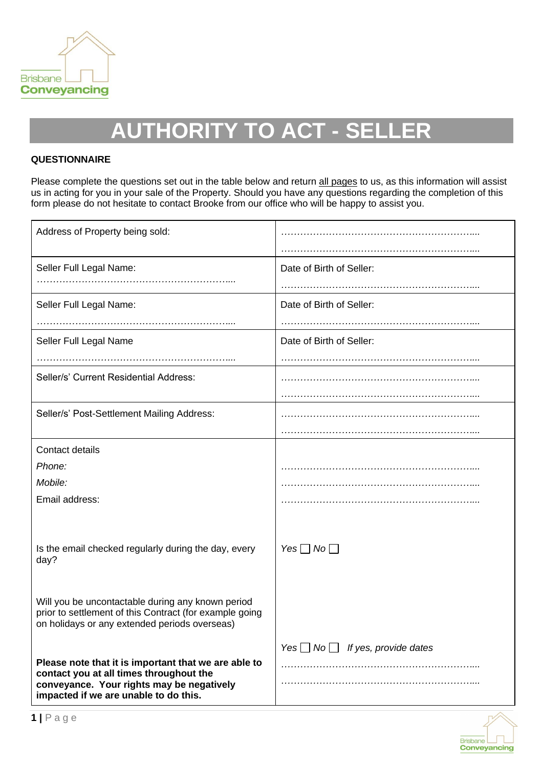# AUTHORITY TO ACT - SELLER

**QUESTIONNAIRE**

Please complete the questions set out in the table below and return all pages to us, as this information will assist us in acting for you in your sale of the Property. Should you have any questions regarding the completion of this form please do not hesitate to contact Brooke from our office who will be happy to assist you.

| | |
|---|---|
| Address of Property being sold: | ……………………………………………………….... <br> ……………………………………………………….... |
| Seller Full Legal Name: <br> ……………………………………………………….... | Date of Birth of Seller: <br> ……………………………………………………….... |
| Seller Full Legal Name: <br> ……………………………………………………….... | Date of Birth of Seller: <br> ……………………………………………………….... |
| Seller Full Legal Name <br> ……………………………………………………….... | Date of Birth of Seller: <br> ……………………………………………………….... |
| Seller/s' Current Residential Address: | ……………………………………………………….... <br> ……………………………………………………….... |
| Seller/s' Post-Settlement Mailing Address: | ……………………………………………………….... <br> ……………………………………………………….... |
| Contact details <br> *Phone:* <br> *Mobile:* <br> Email address: | <br> ……………………………………………………….... <br> ……………………………………………………….... <br> ……………………………………………………….... |
| Is the email checked regularly during the day, every day? | *Yes* ☐ *No* ☐ |
| Will you be uncontactable during any known period prior to settlement of this Contract (for example going on holidays or any extended periods overseas) <br><br> **Please note that it is important that we are able to contact you at all times throughout the conveyance. Your rights may be negatively impacted if we are unable to do this.** | *Yes* ☐ *No* ☐ *If yes, provide dates* <br> ……………………………………………………….... <br> ……………………………………………………….... |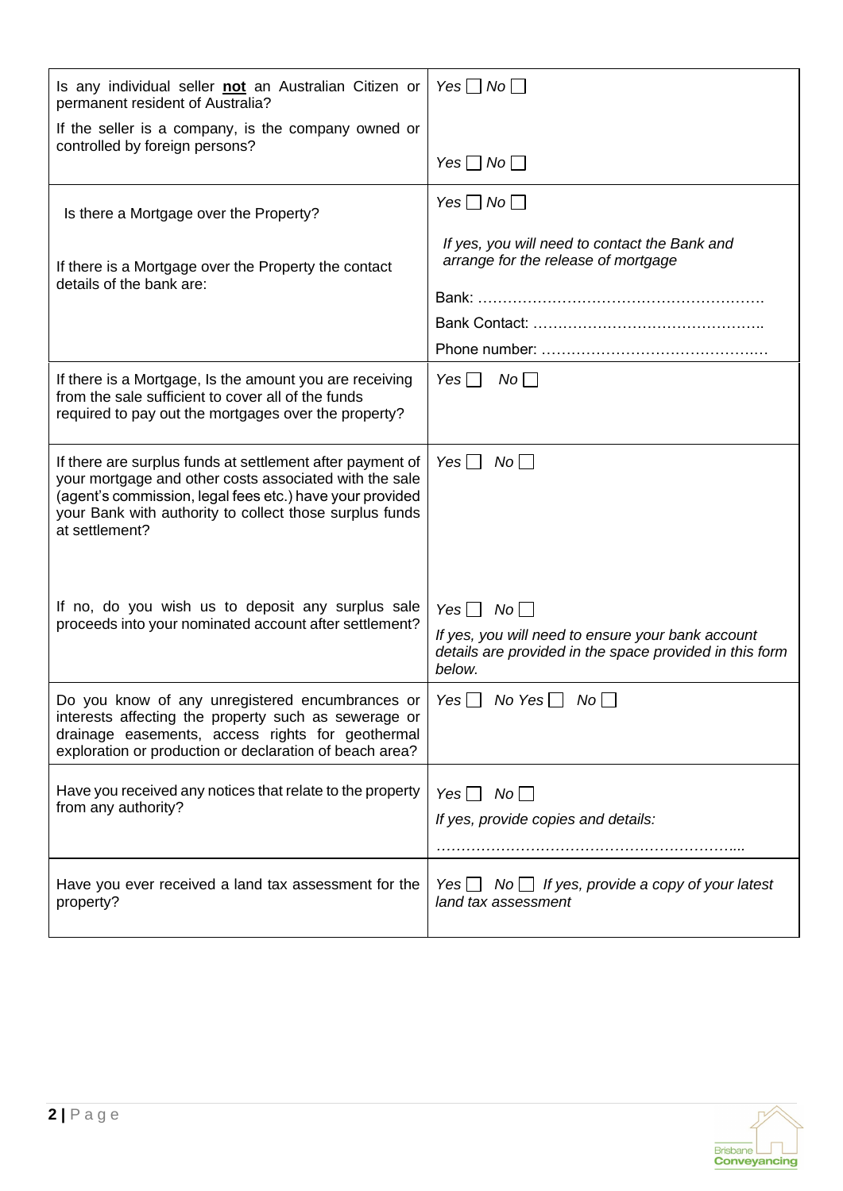| | |
|---|---|
| Is any individual seller **not** an Australian Citizen or permanent resident of Australia?<br><br>If the seller is a company, is the company owned or controlled by foreign persons? | *Yes* ☐ *No* ☐<br><br>*Yes* ☐ *No* ☐ |
| Is there a Mortgage over the Property?<br><br>If there is a Mortgage over the Property the contact details of the bank are: | *Yes* ☐ *No* ☐<br><br>*If yes, you will need to contact the Bank and arrange for the release of mortgage*<br><br>Bank: ……………………………………………………<br>Bank Contact: ………………………………………..<br>Phone number: ………………………………….…… |
| If there is a Mortgage, Is the amount you are receiving from the sale sufficient to cover all of the funds required to pay out the mortgages over the property? | *Yes* ☐ *No* ☐ |
| If there are surplus funds at settlement after payment of your mortgage and other costs associated with the sale (agent's commission, legal fees etc.) have your provided your Bank with authority to collect those surplus funds at settlement?<br><br>If no, do you wish us to deposit any surplus sale proceeds into your nominated account after settlement? | *Yes* ☐ *No* ☐<br><br>*Yes* ☐ *No* ☐<br>*If yes, you will need to ensure your bank account details are provided in the space provided in this form below.* |
| Do you know of any unregistered encumbrances or interests affecting the property such as sewerage or drainage easements, access rights for geothermal exploration or production or declaration of beach area? | *Yes* ☐ *No Yes* ☐ *No* ☐ |
| Have you received any notices that relate to the property from any authority? | *Yes* ☐ *No* ☐<br>*If yes, provide copies and details:*<br>…………………………………………………….... |
| Have you ever received a land tax assessment for the property? | *Yes* ☐ *No* ☐ *If yes, provide a copy of your latest land tax assessment* |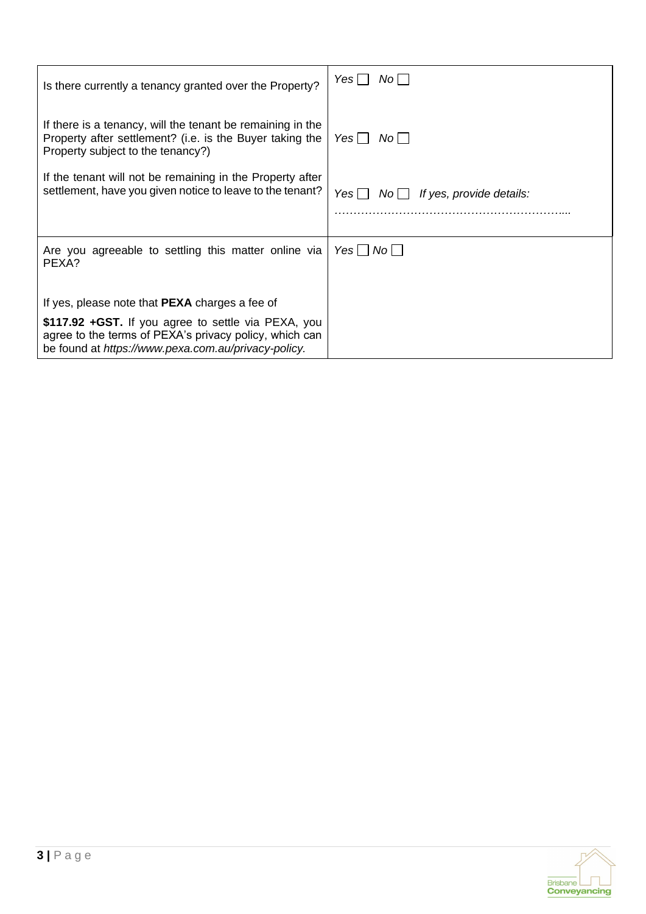| | |
|---|---|
| Is there currently a tenancy granted over the Property? | *Yes* ☐ *No* ☐ |
| If there is a tenancy, will the tenant be remaining in the Property after settlement? (i.e. is the Buyer taking the Property subject to the tenancy?) | *Yes* ☐ *No* ☐ |
| If the tenant will not be remaining in the Property after settlement, have you given notice to leave to the tenant? | *Yes* ☐ *No* ☐ *If yes, provide details:* ………………………………………………….... |
| Are you agreeable to settling this matter online via PEXA?<br><br>If yes, please note that **PEXA** charges a fee of **$117.92 +GST.** If you agree to settle via PEXA, you agree to the terms of PEXA's privacy policy, which can be found at *https://www.pexa.com.au/privacy-policy.* | *Yes* ☐ *No* ☐ |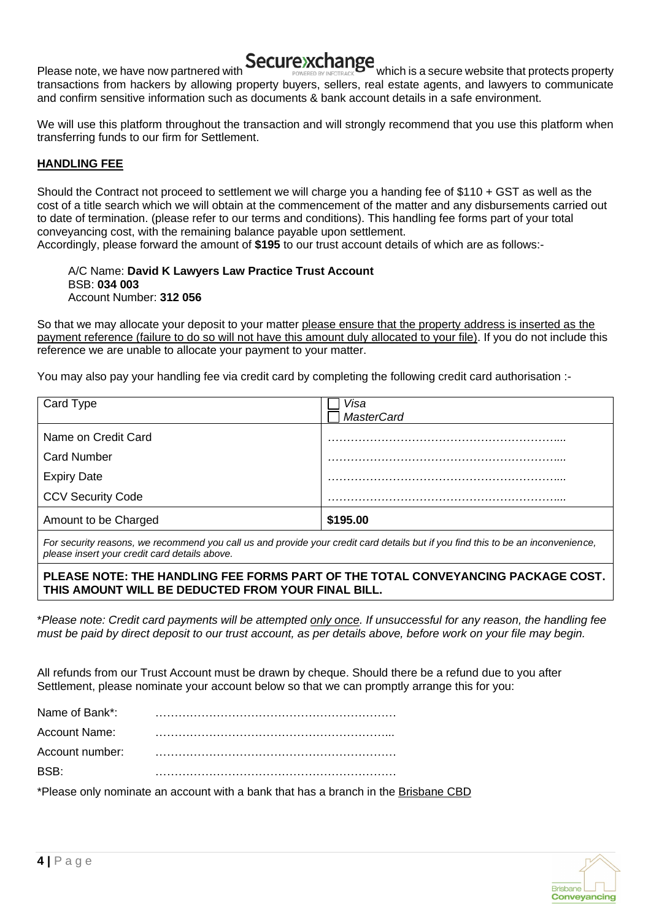Please note, we have now partnered with **Securexchange** (POWERED BY INFOTRACK) which is a secure website that protects property transactions from hackers by allowing property buyers, sellers, real estate agents, and lawyers to communicate and confirm sensitive information such as documents & bank account details in a safe environment.

We will use this platform throughout the transaction and will strongly recommend that you use this platform when transferring funds to our firm for Settlement.

## HANDLING FEE

Should the Contract not proceed to settlement we will charge you a handing fee of $110 + GST as well as the cost of a title search which we will obtain at the commencement of the matter and any disbursements carried out to date of termination. (please refer to our terms and conditions). This handling fee forms part of your total conveyancing cost, with the remaining balance payable upon settlement.
Accordingly, please forward the amount of **$195** to our trust account details of which are as follows:-

A/C Name: **David K Lawyers Law Practice Trust Account**
BSB: **034 003**
Account Number: **312 056**

So that we may allocate your deposit to your matter please ensure that the property address is inserted as the payment reference (failure to do so will not have this amount duly allocated to your file). If you do not include this reference we are unable to allocate your payment to your matter.

You may also pay your handling fee via credit card by completing the following credit card authorisation :-

| Card Type | ☐ *Visa*<br>☐ *MasterCard* |
|---|---|
| Name on Credit Card | ………………………………………………….... |
| Card Number | ………………………………………………….... |
| Expiry Date | ………………………………………………….... |
| CCV Security Code | ………………………………………………….... |
| Amount to be Charged | **$195.00** |
| *For security reasons, we recommend you call us and provide your credit card details but if you find this to be an inconvenience, please insert your credit card details above.* | |
| **PLEASE NOTE: THE HANDLING FEE FORMS PART OF THE TOTAL CONVEYANCING PACKAGE COST. THIS AMOUNT WILL BE DEDUCTED FROM YOUR FINAL BILL.** | |

*\*Please note: Credit card payments will be attempted only once. If unsuccessful for any reason, the handling fee must be paid by direct deposit to our trust account, as per details above, before work on your file may begin.*

All refunds from our Trust Account must be drawn by cheque. Should there be a refund due to you after Settlement, please nominate your account below so that we can promptly arrange this for you:

Name of Bank*: ………………………………………………………
Account Name: ………………………………………………………...
Account number: ………………………………………………………
BSB: ………………………………………………………

*Please only nominate an account with a bank that has a branch in the Brisbane CBD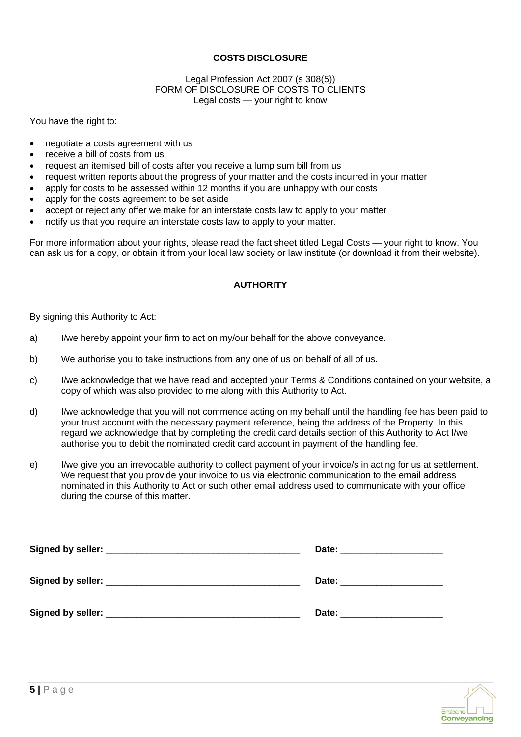## COSTS DISCLOSURE

Legal Profession Act 2007 (s 308(5))
FORM OF DISCLOSURE OF COSTS TO CLIENTS
Legal costs — your right to know

You have the right to:

- negotiate a costs agreement with us
- receive a bill of costs from us
- request an itemised bill of costs after you receive a lump sum bill from us
- request written reports about the progress of your matter and the costs incurred in your matter
- apply for costs to be assessed within 12 months if you are unhappy with our costs
- apply for the costs agreement to be set aside
- accept or reject any offer we make for an interstate costs law to apply to your matter
- notify us that you require an interstate costs law to apply to your matter.

For more information about your rights, please read the fact sheet titled Legal Costs — your right to know. You can ask us for a copy, or obtain it from your local law society or law institute (or download it from their website).

## AUTHORITY

By signing this Authority to Act:

a) I/we hereby appoint your firm to act on my/our behalf for the above conveyance.

b) We authorise you to take instructions from any one of us on behalf of all of us.

c) I/we acknowledge that we have read and accepted your Terms & Conditions contained on your website, a copy of which was also provided to me along with this Authority to Act.

d) I/we acknowledge that you will not commence acting on my behalf until the handling fee has been paid to your trust account with the necessary payment reference, being the address of the Property. In this regard we acknowledge that by completing the credit card details section of this Authority to Act I/we authorise you to debit the nominated credit card account in payment of the handling fee.

e) I/we give you an irrevocable authority to collect payment of your invoice/s in acting for us at settlement. We request that you provide your invoice to us via electronic communication to the email address nominated in this Authority to Act or such other email address used to communicate with your office during the course of this matter.

**Signed by seller:** ______________________________________ **Date:** ____________________

**Signed by seller:** ______________________________________ **Date:** ____________________

**Signed by seller:** ______________________________________ **Date:** ____________________